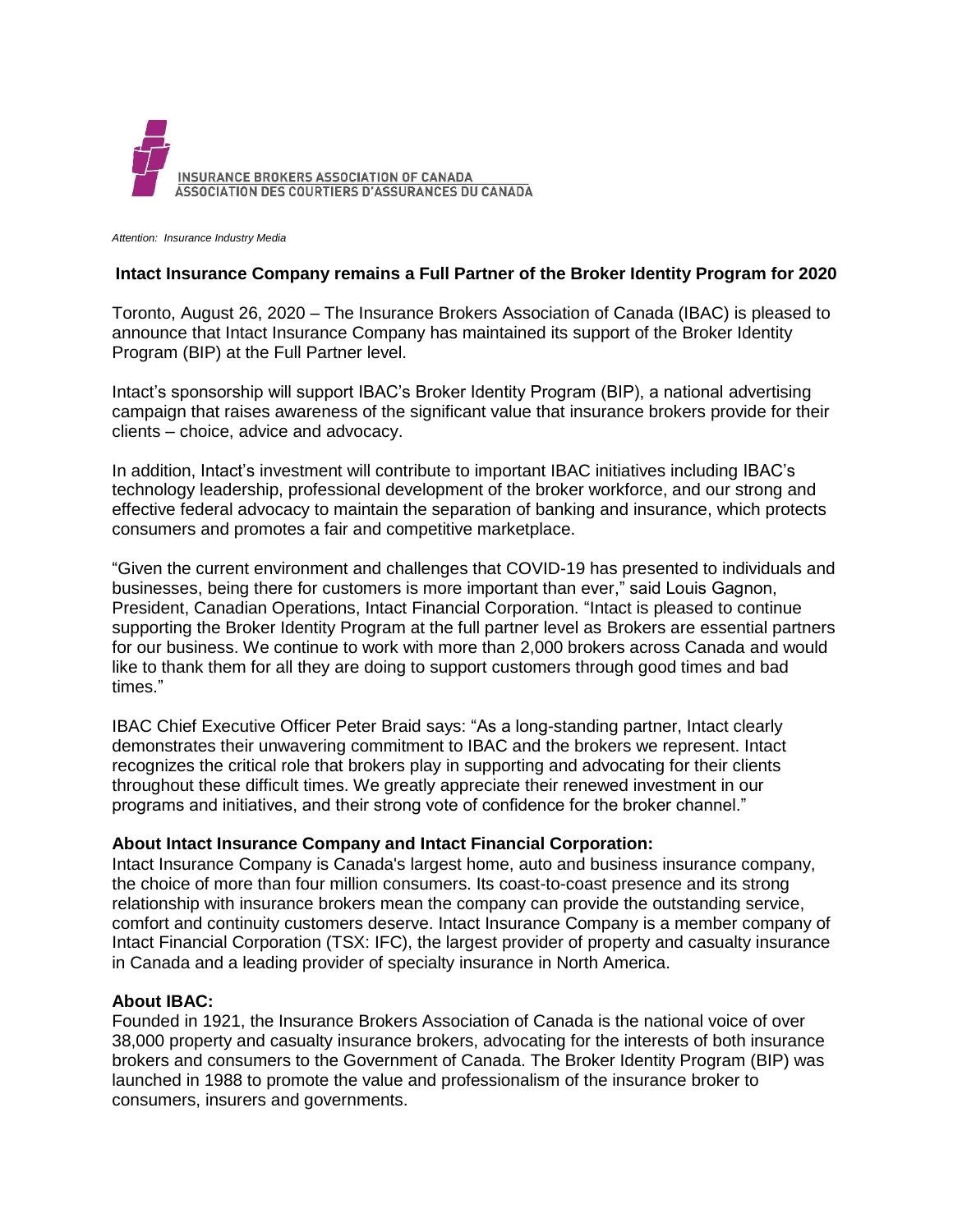INSURANCE BROKERS ASSOCIATION OF CANADA
ASSOCIATION DES COURTIERS D'ASSURANCES DU CANADA

*Attention: Insurance Industry Media*

**Intact Insurance Company remains a Full Partner of the Broker Identity Program for 2020**

Toronto, August 26, 2020 – The Insurance Brokers Association of Canada (IBAC) is pleased to announce that Intact Insurance Company has maintained its support of the Broker Identity Program (BIP) at the Full Partner level.

Intact's sponsorship will support IBAC's Broker Identity Program (BIP), a national advertising campaign that raises awareness of the significant value that insurance brokers provide for their clients – choice, advice and advocacy.

In addition, Intact's investment will contribute to important IBAC initiatives including IBAC's technology leadership, professional development of the broker workforce, and our strong and effective federal advocacy to maintain the separation of banking and insurance, which protects consumers and promotes a fair and competitive marketplace.

"Given the current environment and challenges that COVID-19 has presented to individuals and businesses, being there for customers is more important than ever," said Louis Gagnon, President, Canadian Operations, Intact Financial Corporation. "Intact is pleased to continue supporting the Broker Identity Program at the full partner level as Brokers are essential partners for our business. We continue to work with more than 2,000 brokers across Canada and would like to thank them for all they are doing to support customers through good times and bad times."

IBAC Chief Executive Officer Peter Braid says: "As a long-standing partner, Intact clearly demonstrates their unwavering commitment to IBAC and the brokers we represent. Intact recognizes the critical role that brokers play in supporting and advocating for their clients throughout these difficult times. We greatly appreciate their renewed investment in our programs and initiatives, and their strong vote of confidence for the broker channel."

**About Intact Insurance Company and Intact Financial Corporation:**

Intact Insurance Company is Canada's largest home, auto and business insurance company, the choice of more than four million consumers. Its coast-to-coast presence and its strong relationship with insurance brokers mean the company can provide the outstanding service, comfort and continuity customers deserve. Intact Insurance Company is a member company of Intact Financial Corporation (TSX: IFC), the largest provider of property and casualty insurance in Canada and a leading provider of specialty insurance in North America.

**About IBAC:**

Founded in 1921, the Insurance Brokers Association of Canada is the national voice of over 38,000 property and casualty insurance brokers, advocating for the interests of both insurance brokers and consumers to the Government of Canada. The Broker Identity Program (BIP) was launched in 1988 to promote the value and professionalism of the insurance broker to consumers, insurers and governments.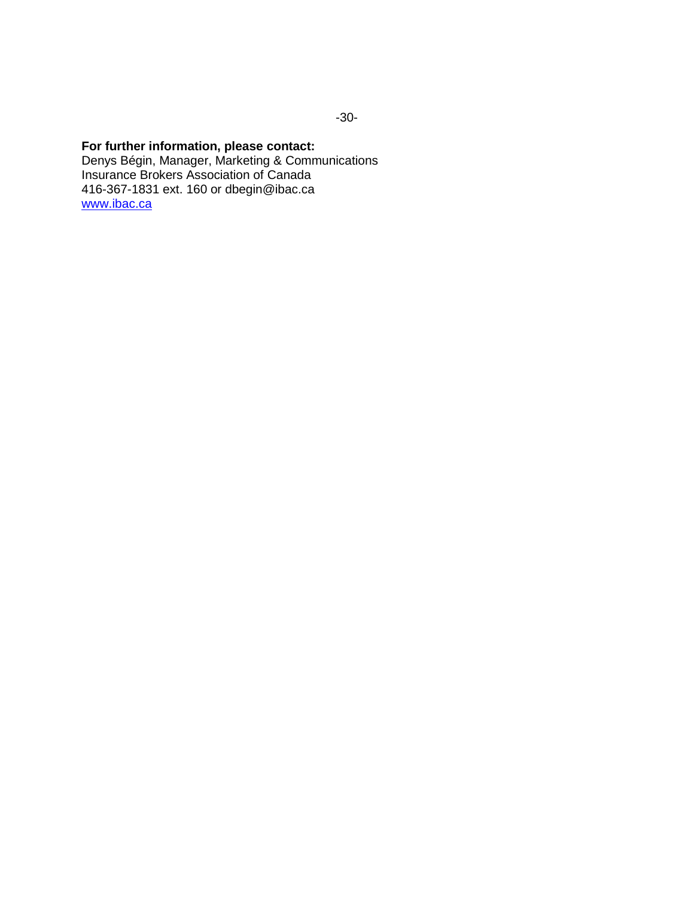-30-

**For further information, please contact:**
Denys Bégin, Manager, Marketing & Communications
Insurance Brokers Association of Canada
416-367-1831 ext. 160 or dbegin@ibac.ca
[www.ibac.ca](http://www.ibac.ca)